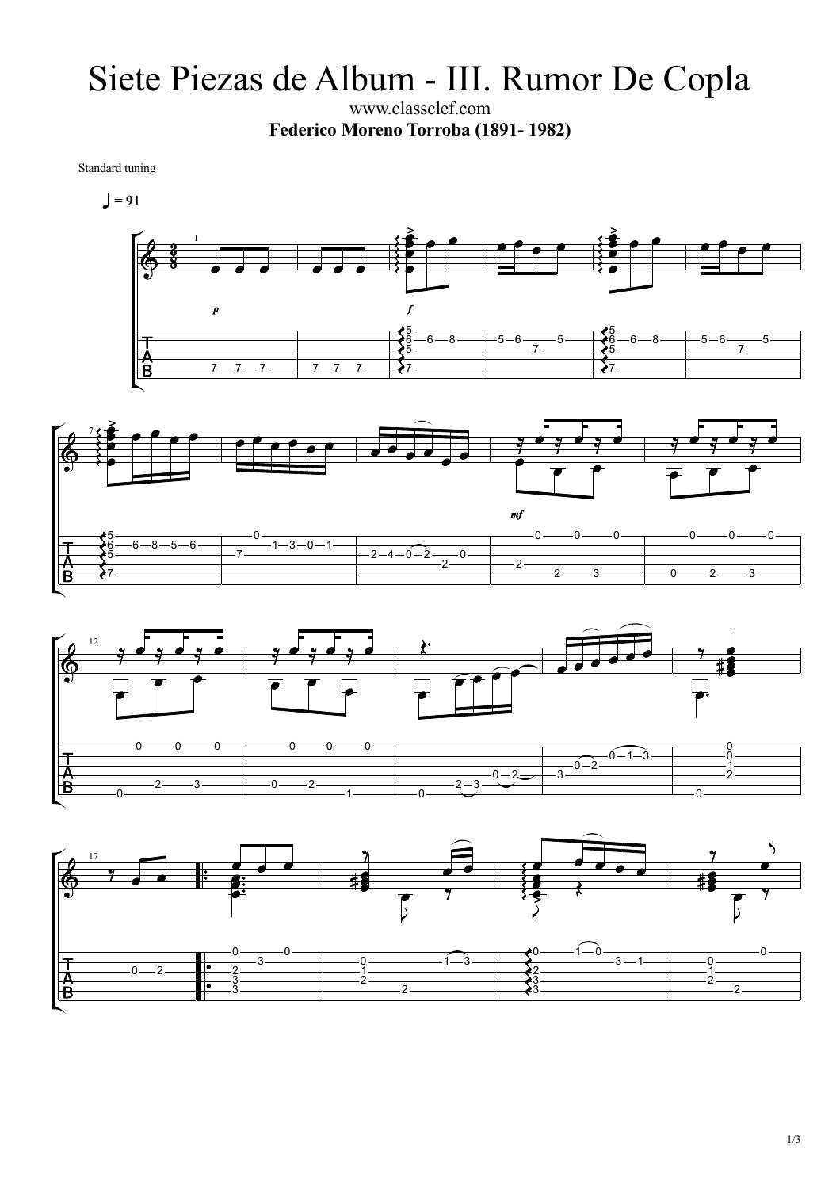# Siete Piezas de Album - III. Rumor De Copla

www.classclef.com

**Federico Moreno Torroba (1891- 1982)**

Standard tuning

♩ = 91